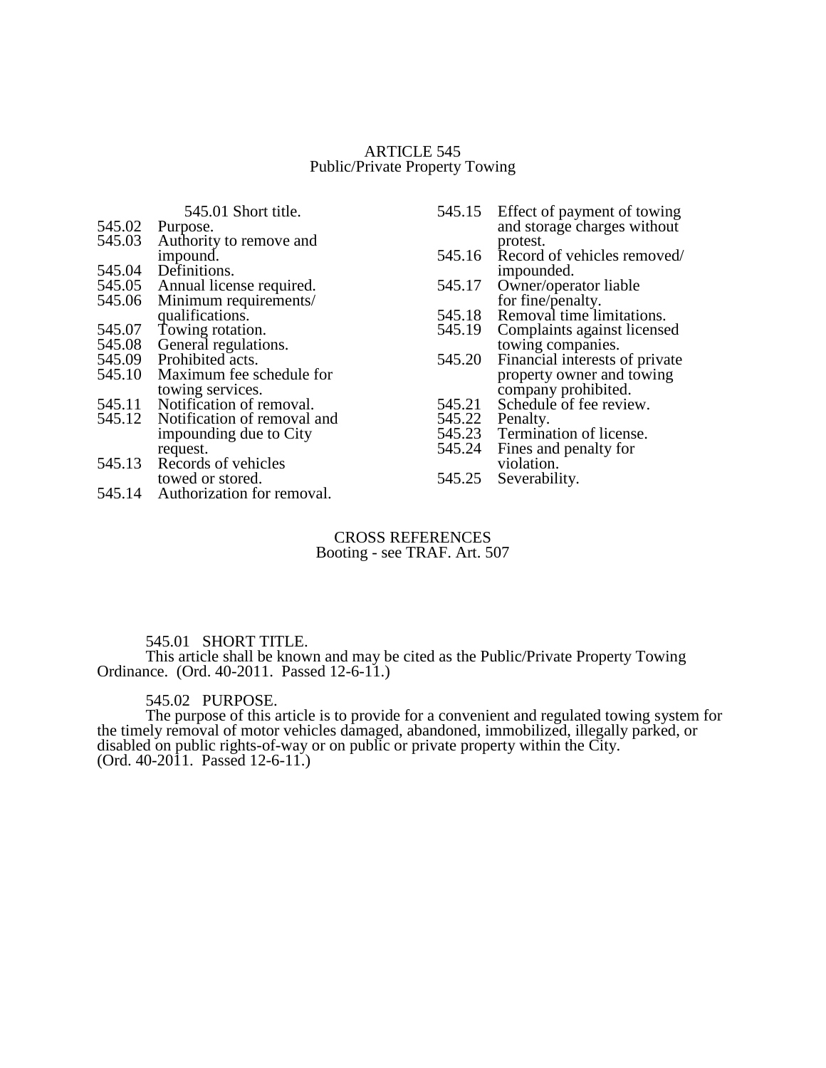# ARTICLE 545
## Public/Private Property Towing

545.01 Short title.
545.02 Purpose.
545.03 Authority to remove and impound.
545.04 Definitions.
545.05 Annual license required.
545.06 Minimum requirements/ qualifications.
545.07 Towing rotation.
545.08 General regulations.
545.09 Prohibited acts.
545.10 Maximum fee schedule for towing services.
545.11 Notification of removal.
545.12 Notification of removal and impounding due to City request.
545.13 Records of vehicles towed or stored.
545.14 Authorization for removal.
545.15 Effect of payment of towing and storage charges without protest.
545.16 Record of vehicles removed/ impounded.
545.17 Owner/operator liable for fine/penalty.
545.18 Removal time limitations.
545.19 Complaints against licensed towing companies.
545.20 Financial interests of private property owner and towing company prohibited.
545.21 Schedule of fee review.
545.22 Penalty.
545.23 Termination of license.
545.24 Fines and penalty for violation.
545.25 Severability.

CROSS REFERENCES
Booting - see TRAF. Art. 507

### 545.01 SHORT TITLE.

This article shall be known and may be cited as the Public/Private Property Towing Ordinance. (Ord. 40-2011. Passed 12-6-11.)

### 545.02 PURPOSE.

The purpose of this article is to provide for a convenient and regulated towing system for the timely removal of motor vehicles damaged, abandoned, immobilized, illegally parked, or disabled on public rights-of-way or on public or private property within the City. (Ord. 40-2011. Passed 12-6-11.)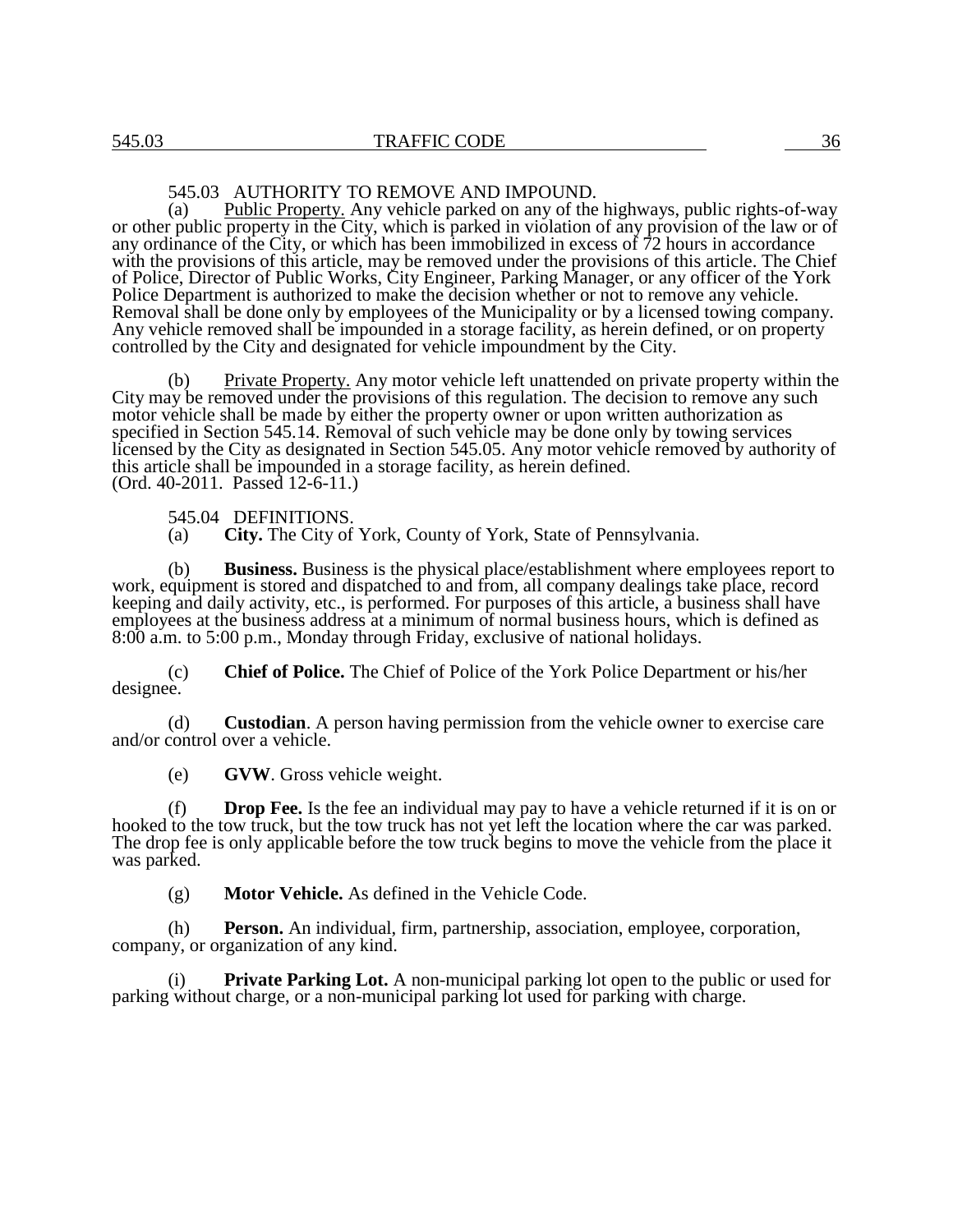### 545.03 AUTHORITY TO REMOVE AND IMPOUND.

(a) Public Property. Any vehicle parked on any of the highways, public rights-of-way or other public property in the City, which is parked in violation of any provision of the law or of any ordinance of the City, or which has been immobilized in excess of 72 hours in accordance with the provisions of this article, may be removed under the provisions of this article. The Chief of Police, Director of Public Works, City Engineer, Parking Manager, or any officer of the York Police Department is authorized to make the decision whether or not to remove any vehicle. Removal shall be done only by employees of the Municipality or by a licensed towing company. Any vehicle removed shall be impounded in a storage facility, as herein defined, or on property controlled by the City and designated for vehicle impoundment by the City.

(b) Private Property. Any motor vehicle left unattended on private property within the City may be removed under the provisions of this regulation. The decision to remove any such motor vehicle shall be made by either the property owner or upon written authorization as specified in Section 545.14. Removal of such vehicle may be done only by towing services licensed by the City as designated in Section 545.05. Any motor vehicle removed by authority of this article shall be impounded in a storage facility, as herein defined.
(Ord. 40-2011. Passed 12-6-11.)

### 545.04 DEFINITIONS.

(a) **City.** The City of York, County of York, State of Pennsylvania.

(b) **Business.** Business is the physical place/establishment where employees report to work, equipment is stored and dispatched to and from, all company dealings take place, record keeping and daily activity, etc., is performed. For purposes of this article, a business shall have employees at the business address at a minimum of normal business hours, which is defined as 8:00 a.m. to 5:00 p.m., Monday through Friday, exclusive of national holidays.

(c) **Chief of Police.** The Chief of Police of the York Police Department or his/her designee.

(d) **Custodian**. A person having permission from the vehicle owner to exercise care and/or control over a vehicle.

(e) **GVW**. Gross vehicle weight.

(f) **Drop Fee.** Is the fee an individual may pay to have a vehicle returned if it is on or hooked to the tow truck, but the tow truck has not yet left the location where the car was parked. The drop fee is only applicable before the tow truck begins to move the vehicle from the place it was parked.

(g) **Motor Vehicle.** As defined in the Vehicle Code.

(h) **Person.** An individual, firm, partnership, association, employee, corporation, company, or organization of any kind.

(i) **Private Parking Lot.** A non-municipal parking lot open to the public or used for parking without charge, or a non-municipal parking lot used for parking with charge.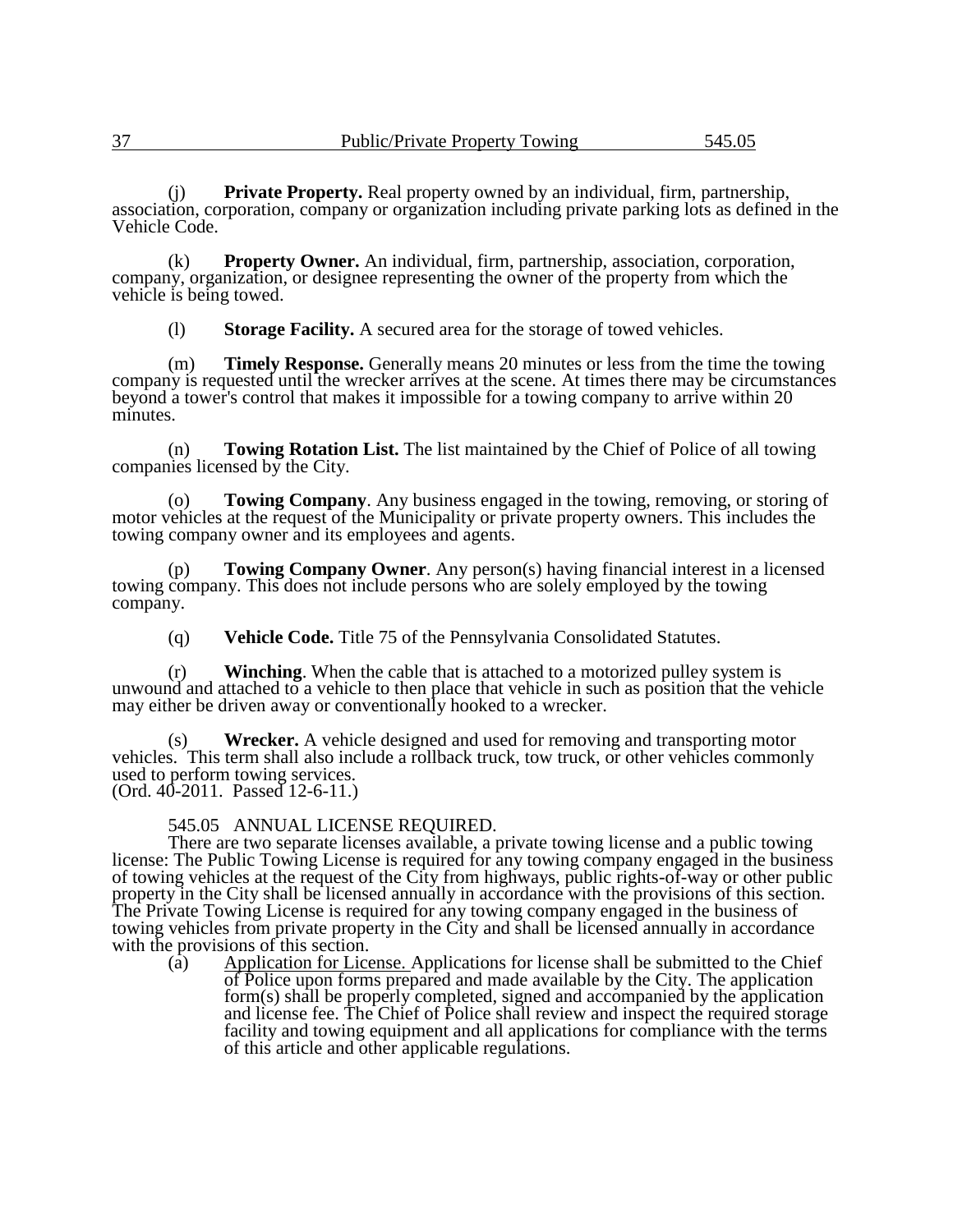(j) **Private Property.** Real property owned by an individual, firm, partnership, association, corporation, company or organization including private parking lots as defined in the Vehicle Code.

(k) **Property Owner.** An individual, firm, partnership, association, corporation, company, organization, or designee representing the owner of the property from which the vehicle is being towed.

(l) **Storage Facility.** A secured area for the storage of towed vehicles.

(m) **Timely Response.** Generally means 20 minutes or less from the time the towing company is requested until the wrecker arrives at the scene. At times there may be circumstances beyond a tower's control that makes it impossible for a towing company to arrive within 20 minutes.

(n) **Towing Rotation List.** The list maintained by the Chief of Police of all towing companies licensed by the City.

(o) **Towing Company**. Any business engaged in the towing, removing, or storing of motor vehicles at the request of the Municipality or private property owners. This includes the towing company owner and its employees and agents.

(p) **Towing Company Owner**. Any person(s) having financial interest in a licensed towing company. This does not include persons who are solely employed by the towing company.

(q) **Vehicle Code.** Title 75 of the Pennsylvania Consolidated Statutes.

(r) **Winching**. When the cable that is attached to a motorized pulley system is unwound and attached to a vehicle to then place that vehicle in such as position that the vehicle may either be driven away or conventionally hooked to a wrecker.

(s) **Wrecker.** A vehicle designed and used for removing and transporting motor vehicles. This term shall also include a rollback truck, tow truck, or other vehicles commonly used to perform towing services.
(Ord. 40-2011. Passed 12-6-11.)

545.05 ANNUAL LICENSE REQUIRED.

There are two separate licenses available, a private towing license and a public towing license: The Public Towing License is required for any towing company engaged in the business of towing vehicles at the request of the City from highways, public rights-of-way or other public property in the City shall be licensed annually in accordance with the provisions of this section. The Private Towing License is required for any towing company engaged in the business of towing vehicles from private property in the City and shall be licensed annually in accordance with the provisions of this section.

(a) Application for License. Applications for license shall be submitted to the Chief of Police upon forms prepared and made available by the City. The application form(s) shall be properly completed, signed and accompanied by the application and license fee. The Chief of Police shall review and inspect the required storage facility and towing equipment and all applications for compliance with the terms of this article and other applicable regulations.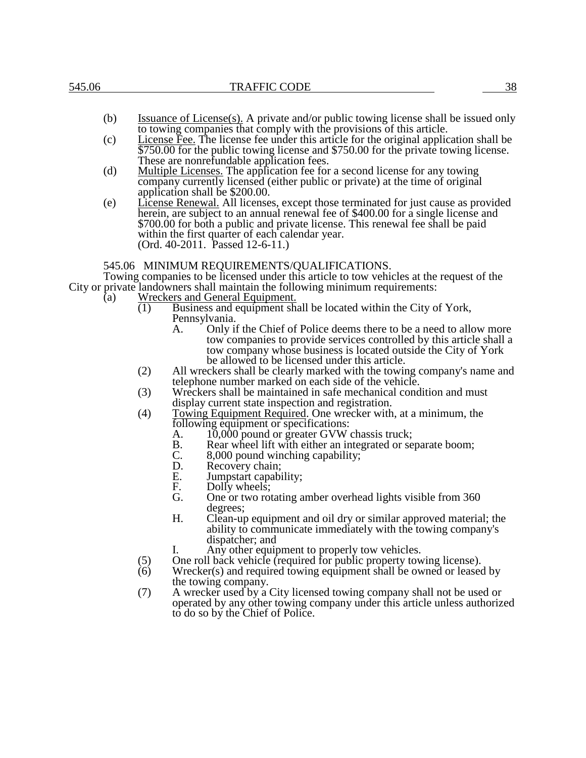(b) Issuance of License(s). A private and/or public towing license shall be issued only to towing companies that comply with the provisions of this article.

(c) License Fee. The license fee under this article for the original application shall be $750.00 for the public towing license and $750.00 for the private towing license. These are nonrefundable application fees.

(d) Multiple Licenses. The application fee for a second license for any towing company currently licensed (either public or private) at the time of original application shall be $200.00.

(e) License Renewal. All licenses, except those terminated for just cause as provided herein, are subject to an annual renewal fee of $400.00 for a single license and $700.00 for both a public and private license. This renewal fee shall be paid within the first quarter of each calendar year.
(Ord. 40-2011. Passed 12-6-11.)

## 545.06 MINIMUM REQUIREMENTS/QUALIFICATIONS.

Towing companies to be licensed under this article to tow vehicles at the request of the City or private landowners shall maintain the following minimum requirements:

(a) Wreckers and General Equipment.

- (1) Business and equipment shall be located within the City of York, Pennsylvania.
  - A. Only if the Chief of Police deems there to be a need to allow more tow companies to provide services controlled by this article shall a tow company whose business is located outside the City of York be allowed to be licensed under this article.
- (2) All wreckers shall be clearly marked with the towing company's name and telephone number marked on each side of the vehicle.
- (3) Wreckers shall be maintained in safe mechanical condition and must display current state inspection and registration.
- (4) Towing Equipment Required. One wrecker with, at a minimum, the following equipment or specifications:
  - A. 10,000 pound or greater GVW chassis truck;
  - B. Rear wheel lift with either an integrated or separate boom;
  - C. 8,000 pound winching capability;
  - D. Recovery chain;
  - E. Jumpstart capability;
  - F. Dolly wheels;
  - G. One or two rotating amber overhead lights visible from 360 degrees;
  - H. Clean-up equipment and oil dry or similar approved material; the ability to communicate immediately with the towing company's dispatcher; and
  - I. Any other equipment to properly tow vehicles.
- (5) One roll back vehicle (required for public property towing license).
- (6) Wrecker(s) and required towing equipment shall be owned or leased by the towing company.
- (7) A wrecker used by a City licensed towing company shall not be used or operated by any other towing company under this article unless authorized to do so by the Chief of Police.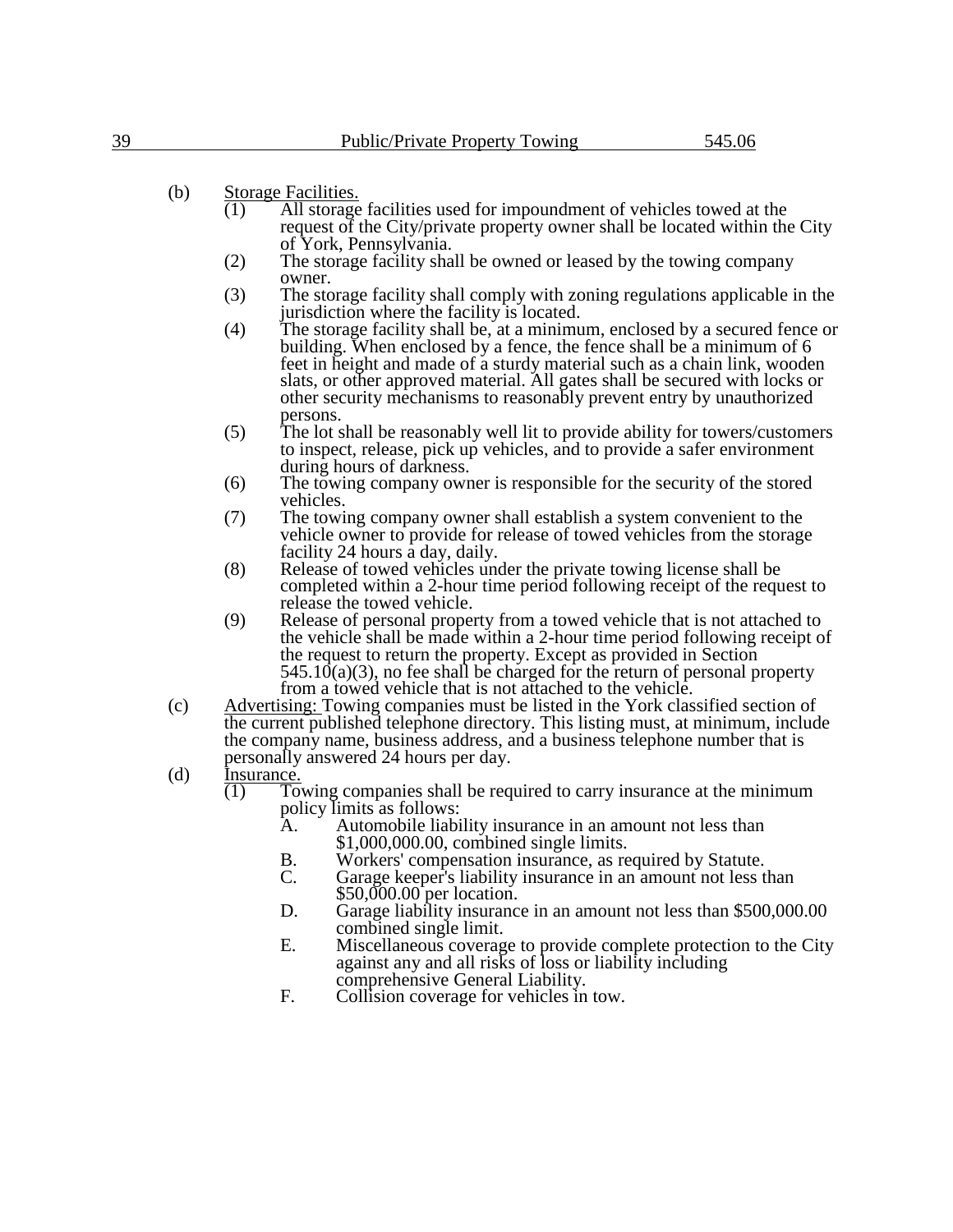(b) Storage Facilities.

(1) All storage facilities used for impoundment of vehicles towed at the request of the City/private property owner shall be located within the City of York, Pennsylvania.

(2) The storage facility shall be owned or leased by the towing company owner.

(3) The storage facility shall comply with zoning regulations applicable in the jurisdiction where the facility is located.

(4) The storage facility shall be, at a minimum, enclosed by a secured fence or building. When enclosed by a fence, the fence shall be a minimum of 6 feet in height and made of a sturdy material such as a chain link, wooden slats, or other approved material. All gates shall be secured with locks or other security mechanisms to reasonably prevent entry by unauthorized persons.

(5) The lot shall be reasonably well lit to provide ability for towers/customers to inspect, release, pick up vehicles, and to provide a safer environment during hours of darkness.

(6) The towing company owner is responsible for the security of the stored vehicles.

(7) The towing company owner shall establish a system convenient to the vehicle owner to provide for release of towed vehicles from the storage facility 24 hours a day, daily.

(8) Release of towed vehicles under the private towing license shall be completed within a 2-hour time period following receipt of the request to release the towed vehicle.

(9) Release of personal property from a towed vehicle that is not attached to the vehicle shall be made within a 2-hour time period following receipt of the request to return the property. Except as provided in Section 545.10(a)(3), no fee shall be charged for the return of personal property from a towed vehicle that is not attached to the vehicle.

(c) Advertising: Towing companies must be listed in the York classified section of the current published telephone directory. This listing must, at minimum, include the company name, business address, and a business telephone number that is personally answered 24 hours per day.

(d) Insurance.

(1) Towing companies shall be required to carry insurance at the minimum policy limits as follows:

A. Automobile liability insurance in an amount not less than $1,000,000.00, combined single limits.

B. Workers' compensation insurance, as required by Statute.

C. Garage keeper's liability insurance in an amount not less than $50,000.00 per location.

D. Garage liability insurance in an amount not less than $500,000.00 combined single limit.

E. Miscellaneous coverage to provide complete protection to the City against any and all risks of loss or liability including comprehensive General Liability.

F. Collision coverage for vehicles in tow.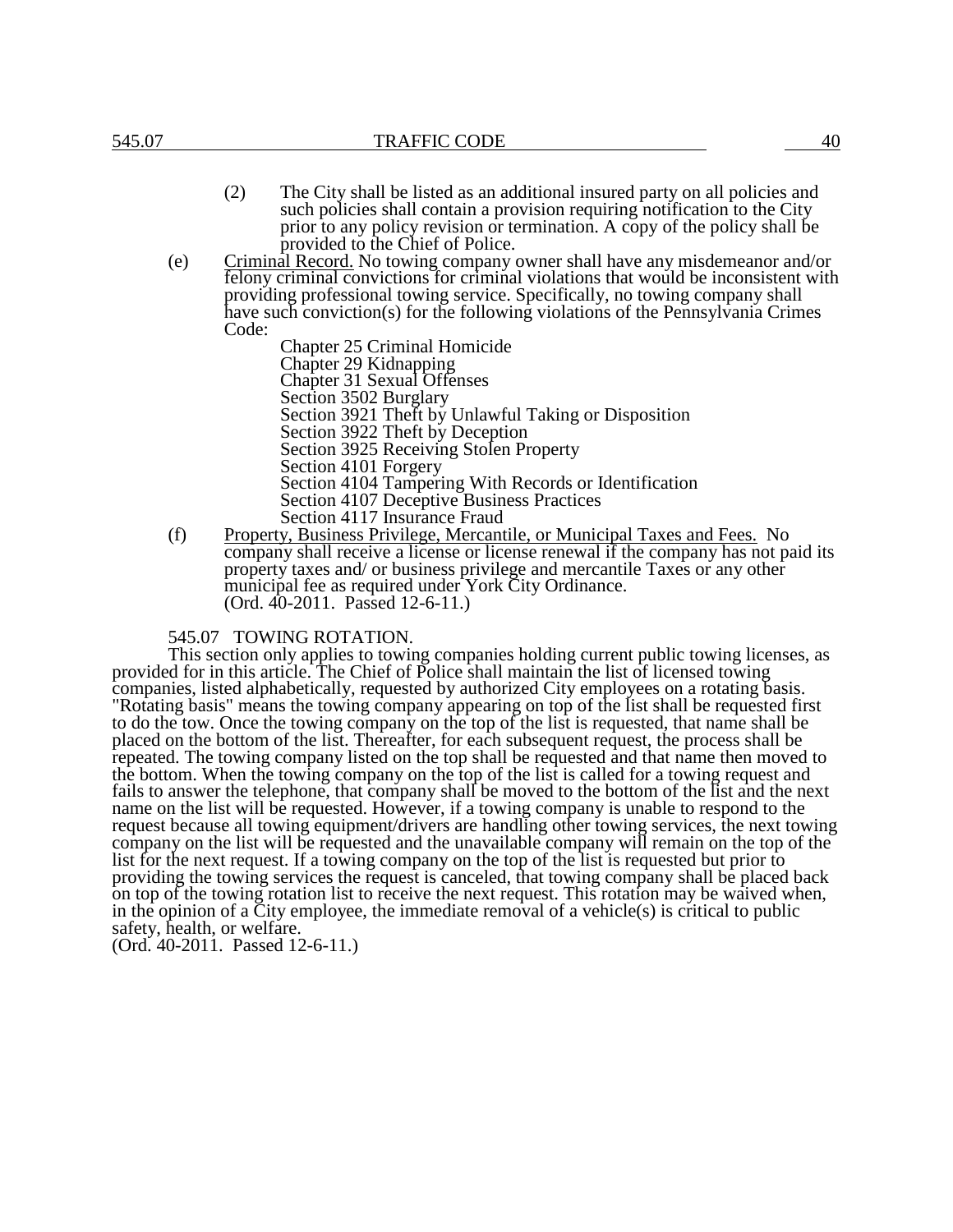(2) The City shall be listed as an additional insured party on all policies and such policies shall contain a provision requiring notification to the City prior to any policy revision or termination. A copy of the policy shall be provided to the Chief of Police.

(e) Criminal Record. No towing company owner shall have any misdemeanor and/or felony criminal convictions for criminal violations that would be inconsistent with providing professional towing service. Specifically, no towing company shall have such conviction(s) for the following violations of the Pennsylvania Crimes Code:

Chapter 25 Criminal Homicide
Chapter 29 Kidnapping
Chapter 31 Sexual Offenses
Section 3502 Burglary
Section 3921 Theft by Unlawful Taking or Disposition
Section 3922 Theft by Deception
Section 3925 Receiving Stolen Property
Section 4101 Forgery
Section 4104 Tampering With Records or Identification
Section 4107 Deceptive Business Practices
Section 4117 Insurance Fraud

(f) Property, Business Privilege, Mercantile, or Municipal Taxes and Fees. No company shall receive a license or license renewal if the company has not paid its property taxes and/ or business privilege and mercantile Taxes or any other municipal fee as required under York City Ordinance.
(Ord. 40-2011. Passed 12-6-11.)

### 545.07 TOWING ROTATION.

This section only applies to towing companies holding current public towing licenses, as provided for in this article. The Chief of Police shall maintain the list of licensed towing companies, listed alphabetically, requested by authorized City employees on a rotating basis. "Rotating basis" means the towing company appearing on top of the list shall be requested first to do the tow. Once the towing company on the top of the list is requested, that name shall be placed on the bottom of the list. Thereafter, for each subsequent request, the process shall be repeated. The towing company listed on the top shall be requested and that name then moved to the bottom. When the towing company on the top of the list is called for a towing request and fails to answer the telephone, that company shall be moved to the bottom of the list and the next name on the list will be requested. However, if a towing company is unable to respond to the request because all towing equipment/drivers are handling other towing services, the next towing company on the list will be requested and the unavailable company will remain on the top of the list for the next request. If a towing company on the top of the list is requested but prior to providing the towing services the request is canceled, that towing company shall be placed back on top of the towing rotation list to receive the next request. This rotation may be waived when, in the opinion of a City employee, the immediate removal of a vehicle(s) is critical to public safety, health, or welfare.
(Ord. 40-2011. Passed 12-6-11.)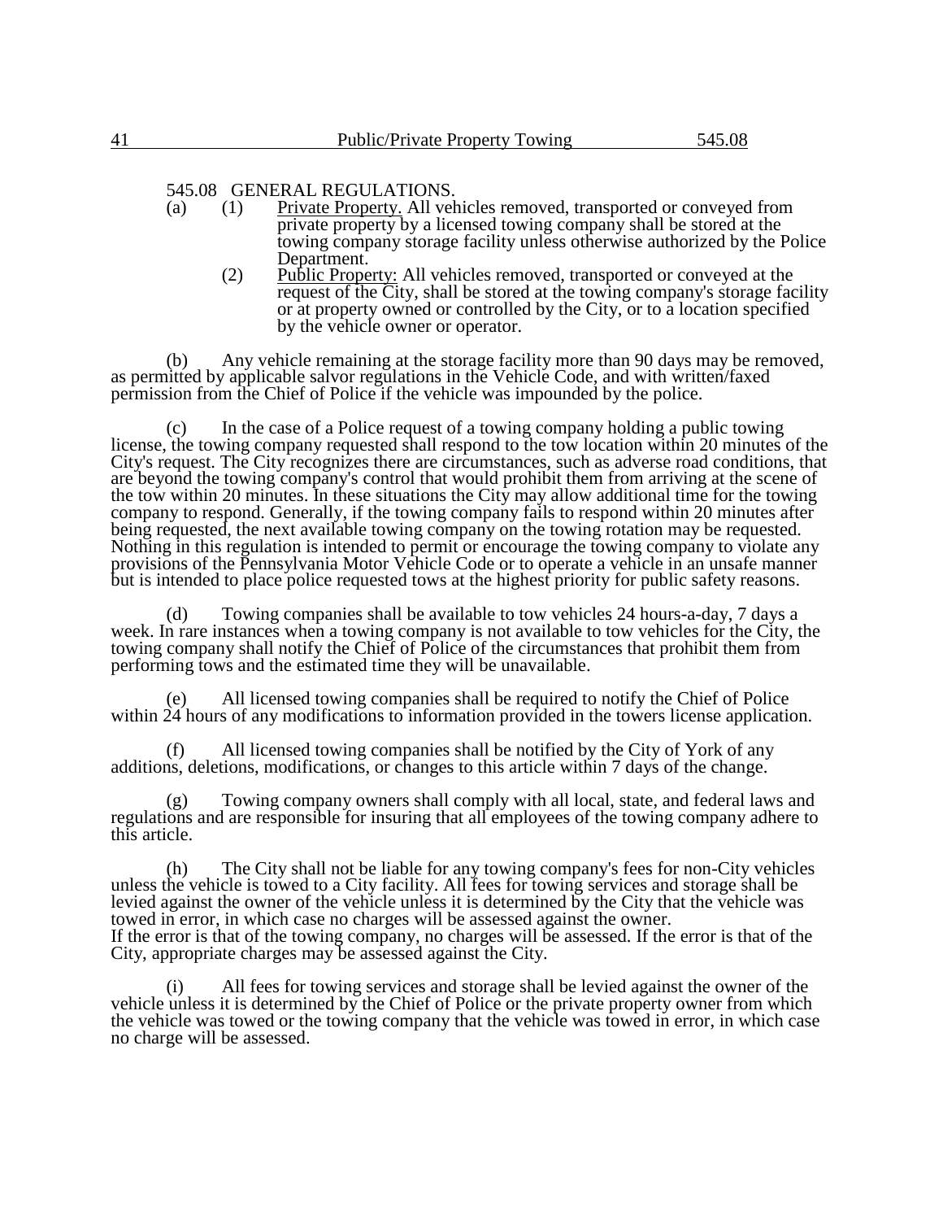545.08 GENERAL REGULATIONS.

(a) (1) Private Property. All vehicles removed, transported or conveyed from private property by a licensed towing company shall be stored at the towing company storage facility unless otherwise authorized by the Police Department.

(2) Public Property: All vehicles removed, transported or conveyed at the request of the City, shall be stored at the towing company's storage facility or at property owned or controlled by the City, or to a location specified by the vehicle owner or operator.

(b) Any vehicle remaining at the storage facility more than 90 days may be removed, as permitted by applicable salvor regulations in the Vehicle Code, and with written/faxed permission from the Chief of Police if the vehicle was impounded by the police.

(c) In the case of a Police request of a towing company holding a public towing license, the towing company requested shall respond to the tow location within 20 minutes of the City's request. The City recognizes there are circumstances, such as adverse road conditions, that are beyond the towing company's control that would prohibit them from arriving at the scene of the tow within 20 minutes. In these situations the City may allow additional time for the towing company to respond. Generally, if the towing company fails to respond within 20 minutes after being requested, the next available towing company on the towing rotation may be requested. Nothing in this regulation is intended to permit or encourage the towing company to violate any provisions of the Pennsylvania Motor Vehicle Code or to operate a vehicle in an unsafe manner but is intended to place police requested tows at the highest priority for public safety reasons.

(d) Towing companies shall be available to tow vehicles 24 hours-a-day, 7 days a week. In rare instances when a towing company is not available to tow vehicles for the City, the towing company shall notify the Chief of Police of the circumstances that prohibit them from performing tows and the estimated time they will be unavailable.

(e) All licensed towing companies shall be required to notify the Chief of Police within 24 hours of any modifications to information provided in the towers license application.

(f) All licensed towing companies shall be notified by the City of York of any additions, deletions, modifications, or changes to this article within 7 days of the change.

(g) Towing company owners shall comply with all local, state, and federal laws and regulations and are responsible for insuring that all employees of the towing company adhere to this article.

(h) The City shall not be liable for any towing company's fees for non-City vehicles unless the vehicle is towed to a City facility. All fees for towing services and storage shall be levied against the owner of the vehicle unless it is determined by the City that the vehicle was towed in error, in which case no charges will be assessed against the owner.
If the error is that of the towing company, no charges will be assessed. If the error is that of the City, appropriate charges may be assessed against the City.

(i) All fees for towing services and storage shall be levied against the owner of the vehicle unless it is determined by the Chief of Police or the private property owner from which the vehicle was towed or the towing company that the vehicle was towed in error, in which case no charge will be assessed.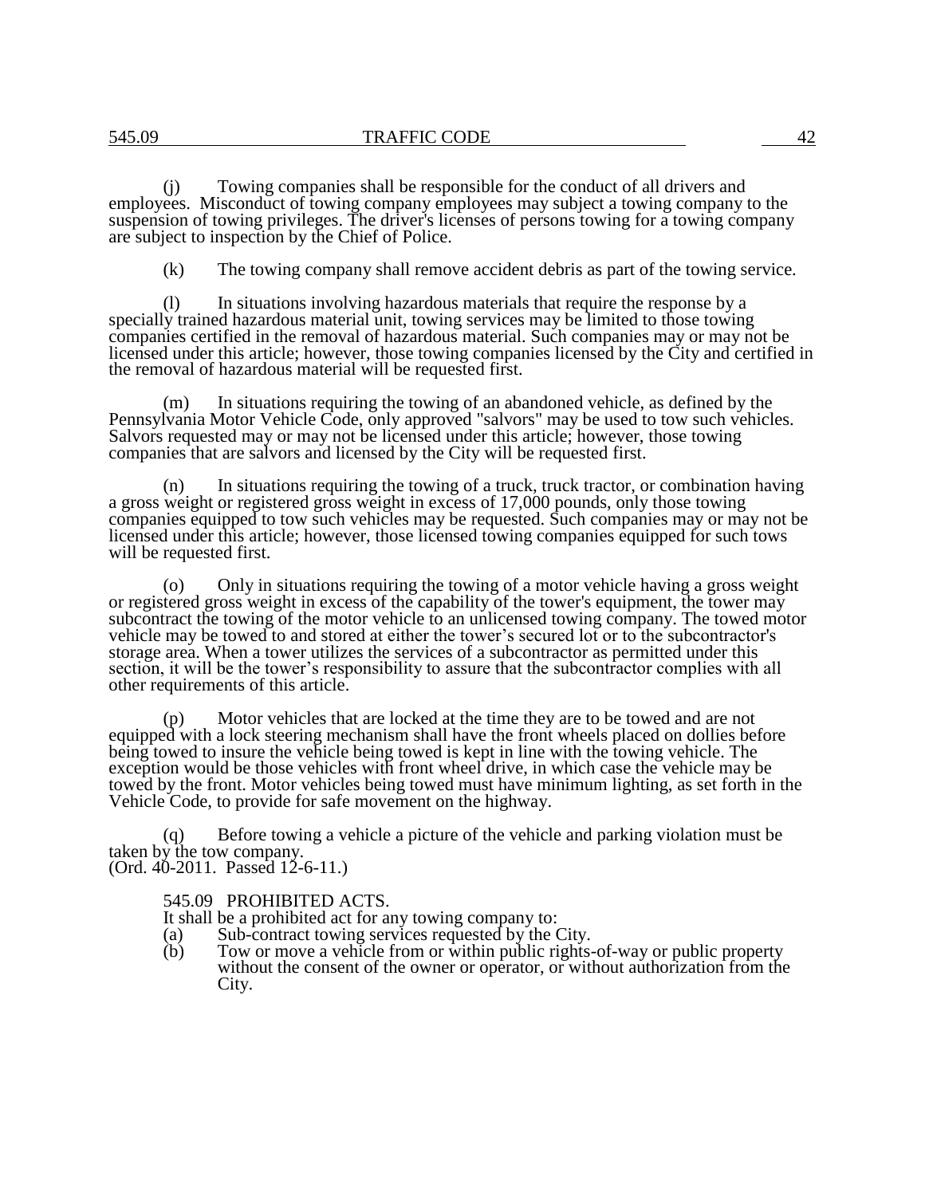(j) Towing companies shall be responsible for the conduct of all drivers and employees. Misconduct of towing company employees may subject a towing company to the suspension of towing privileges. The driver's licenses of persons towing for a towing company are subject to inspection by the Chief of Police.

(k) The towing company shall remove accident debris as part of the towing service.

(l) In situations involving hazardous materials that require the response by a specially trained hazardous material unit, towing services may be limited to those towing companies certified in the removal of hazardous material. Such companies may or may not be licensed under this article; however, those towing companies licensed by the City and certified in the removal of hazardous material will be requested first.

(m) In situations requiring the towing of an abandoned vehicle, as defined by the Pennsylvania Motor Vehicle Code, only approved "salvors" may be used to tow such vehicles. Salvors requested may or may not be licensed under this article; however, those towing companies that are salvors and licensed by the City will be requested first.

(n) In situations requiring the towing of a truck, truck tractor, or combination having a gross weight or registered gross weight in excess of 17,000 pounds, only those towing companies equipped to tow such vehicles may be requested. Such companies may or may not be licensed under this article; however, those licensed towing companies equipped for such tows will be requested first.

(o) Only in situations requiring the towing of a motor vehicle having a gross weight or registered gross weight in excess of the capability of the tower's equipment, the tower may subcontract the towing of the motor vehicle to an unlicensed towing company. The towed motor vehicle may be towed to and stored at either the tower's secured lot or to the subcontractor's storage area. When a tower utilizes the services of a subcontractor as permitted under this section, it will be the tower's responsibility to assure that the subcontractor complies with all other requirements of this article.

(p) Motor vehicles that are locked at the time they are to be towed and are not equipped with a lock steering mechanism shall have the front wheels placed on dollies before being towed to insure the vehicle being towed is kept in line with the towing vehicle. The exception would be those vehicles with front wheel drive, in which case the vehicle may be towed by the front. Motor vehicles being towed must have minimum lighting, as set forth in the Vehicle Code, to provide for safe movement on the highway.

(q) Before towing a vehicle a picture of the vehicle and parking violation must be taken by the tow company.
(Ord. 40-2011. Passed 12-6-11.)

### 545.09 PROHIBITED ACTS.

It shall be a prohibited act for any towing company to:

(a) Sub-contract towing services requested by the City.

(b) Tow or move a vehicle from or within public rights-of-way or public property without the consent of the owner or operator, or without authorization from the City.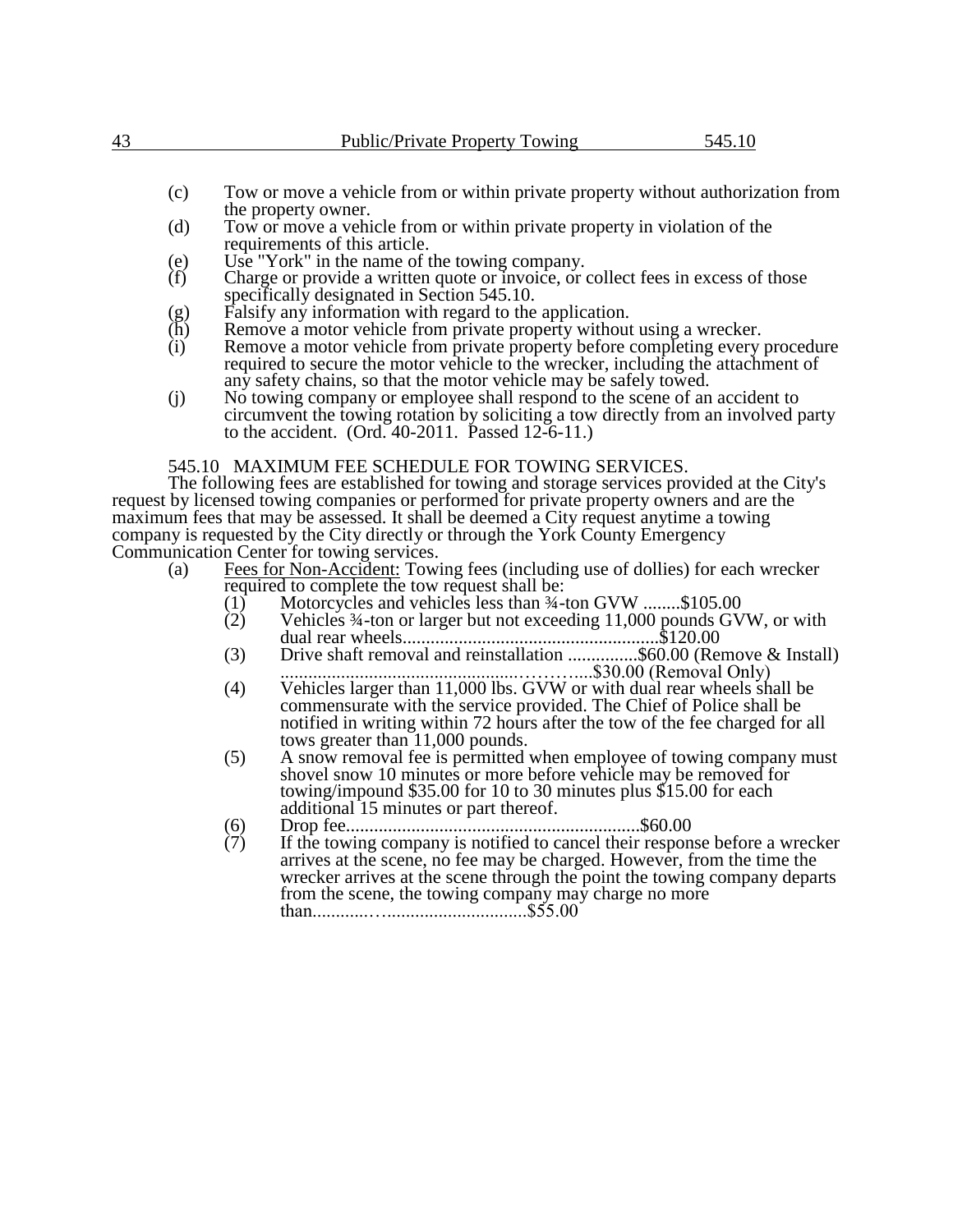(c) Tow or move a vehicle from or within private property without authorization from the property owner.

(d) Tow or move a vehicle from or within private property in violation of the requirements of this article.

(e) Use "York" in the name of the towing company.

(f) Charge or provide a written quote or invoice, or collect fees in excess of those specifically designated in Section 545.10.

(g) Falsify any information with regard to the application.

(h) Remove a motor vehicle from private property without using a wrecker.

(i) Remove a motor vehicle from private property before completing every procedure required to secure the motor vehicle to the wrecker, including the attachment of any safety chains, so that the motor vehicle may be safely towed.

(j) No towing company or employee shall respond to the scene of an accident to circumvent the towing rotation by soliciting a tow directly from an involved party to the accident. (Ord. 40-2011. Passed 12-6-11.)

545.10 MAXIMUM FEE SCHEDULE FOR TOWING SERVICES.

The following fees are established for towing and storage services provided at the City's request by licensed towing companies or performed for private property owners and are the maximum fees that may be assessed. It shall be deemed a City request anytime a towing company is requested by the City directly or through the York County Emergency Communication Center for towing services.

(a) Fees for Non-Accident: Towing fees (including use of dollies) for each wrecker required to complete the tow request shall be:

(1) Motorcycles and vehicles less than ¾-ton GVW ........$105.00

(2) Vehicles ¾-ton or larger but not exceeding 11,000 pounds GVW, or with dual rear wheels.......................................................$120.00

(3) Drive shaft removal and reinstallation ...............$60.00 (Remove & Install) ...................................................……….....$30.00 (Removal Only)

(4) Vehicles larger than 11,000 lbs. GVW or with dual rear wheels shall be commensurate with the service provided. The Chief of Police shall be notified in writing within 72 hours after the tow of the fee charged for all tows greater than 11,000 pounds.

(5) A snow removal fee is permitted when employee of towing company must shovel snow 10 minutes or more before vehicle may be removed for towing/impound $35.00 for 10 to 30 minutes plus $15.00 for each additional 15 minutes or part thereof.

(6) Drop fee...............................................................$60.00

(7) If the towing company is notified to cancel their response before a wrecker arrives at the scene, no fee may be charged. However, from the time the wrecker arrives at the scene through the point the towing company departs from the scene, the towing company may charge no more than............…..............................$55.00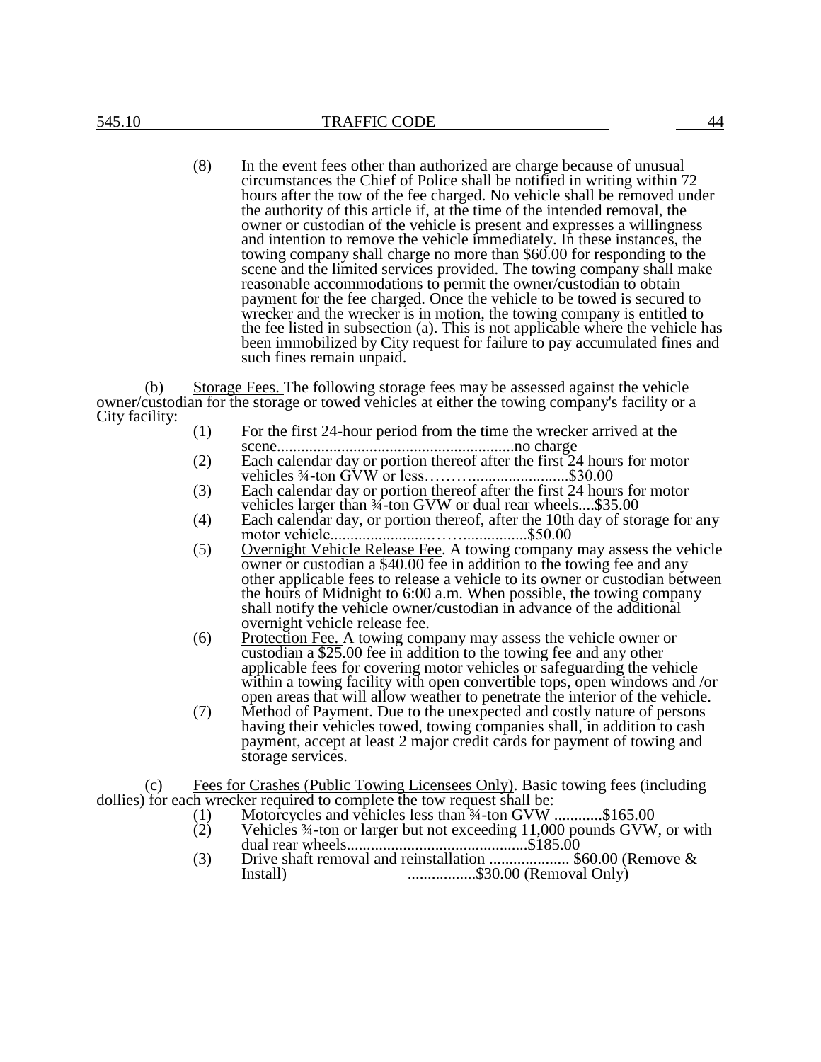(8) In the event fees other than authorized are charge because of unusual circumstances the Chief of Police shall be notified in writing within 72 hours after the tow of the fee charged. No vehicle shall be removed under the authority of this article if, at the time of the intended removal, the owner or custodian of the vehicle is present and expresses a willingness and intention to remove the vehicle immediately. In these instances, the towing company shall charge no more than $60.00 for responding to the scene and the limited services provided. The towing company shall make reasonable accommodations to permit the owner/custodian to obtain payment for the fee charged. Once the vehicle to be towed is secured to wrecker and the wrecker is in motion, the towing company is entitled to the fee listed in subsection (a). This is not applicable where the vehicle has been immobilized by City request for failure to pay accumulated fines and such fines remain unpaid.

(b) Storage Fees. The following storage fees may be assessed against the vehicle owner/custodian for the storage or towed vehicles at either the towing company's facility or a City facility:

(1) For the first 24-hour period from the time the wrecker arrived at the scene..........................................................no charge

(2) Each calendar day or portion thereof after the first 24 hours for motor vehicles ¾-ton GVW or less………........................$30.00

(3) Each calendar day or portion thereof after the first 24 hours for motor vehicles larger than ¾-ton GVW or dual rear wheels....$35.00

(4) Each calendar day, or portion thereof, after the 10th day of storage for any motor vehicle.........................……...............$50.00

(5) Overnight Vehicle Release Fee. A towing company may assess the vehicle owner or custodian a $40.00 fee in addition to the towing fee and any other applicable fees to release a vehicle to its owner or custodian between the hours of Midnight to 6:00 a.m. When possible, the towing company shall notify the vehicle owner/custodian in advance of the additional overnight vehicle release fee.

(6) Protection Fee. A towing company may assess the vehicle owner or custodian a $25.00 fee in addition to the towing fee and any other applicable fees for covering motor vehicles or safeguarding the vehicle within a towing facility with open convertible tops, open windows and /or open areas that will allow weather to penetrate the interior of the vehicle.

(7) Method of Payment. Due to the unexpected and costly nature of persons having their vehicles towed, towing companies shall, in addition to cash payment, accept at least 2 major credit cards for payment of towing and storage services.

(c) Fees for Crashes (Public Towing Licensees Only). Basic towing fees (including dollies) for each wrecker required to complete the tow request shall be:

(1) Motorcycles and vehicles less than ¾-ton GVW ............$165.00

(2) Vehicles ¾-ton or larger but not exceeding 11,000 pounds GVW, or with dual rear wheels............................................$185.00

(3) Drive shaft removal and reinstallation .................... $60.00 (Remove & Install) .................$30.00 (Removal Only)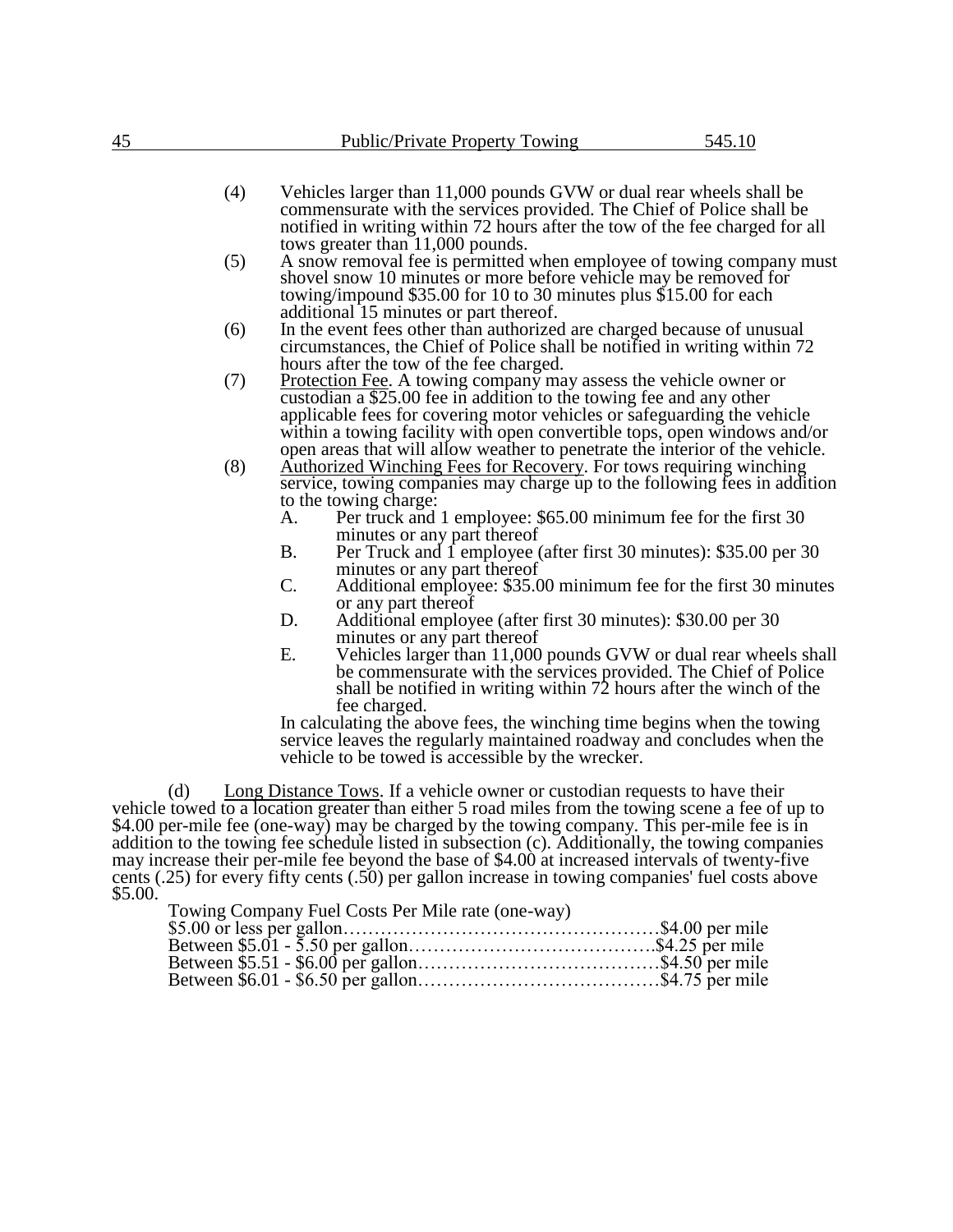(4) Vehicles larger than 11,000 pounds GVW or dual rear wheels shall be commensurate with the services provided. The Chief of Police shall be notified in writing within 72 hours after the tow of the fee charged for all tows greater than 11,000 pounds.

(5) A snow removal fee is permitted when employee of towing company must shovel snow 10 minutes or more before vehicle may be removed for towing/impound $35.00 for 10 to 30 minutes plus $15.00 for each additional 15 minutes or part thereof.

(6) In the event fees other than authorized are charged because of unusual circumstances, the Chief of Police shall be notified in writing within 72 hours after the tow of the fee charged.

(7) Protection Fee. A towing company may assess the vehicle owner or custodian a $25.00 fee in addition to the towing fee and any other applicable fees for covering motor vehicles or safeguarding the vehicle within a towing facility with open convertible tops, open windows and/or open areas that will allow weather to penetrate the interior of the vehicle.

(8) Authorized Winching Fees for Recovery. For tows requiring winching service, towing companies may charge up to the following fees in addition to the towing charge:

A. Per truck and 1 employee: $65.00 minimum fee for the first 30 minutes or any part thereof

B. Per Truck and 1 employee (after first 30 minutes): $35.00 per 30 minutes or any part thereof

C. Additional employee: $35.00 minimum fee for the first 30 minutes or any part thereof

D. Additional employee (after first 30 minutes): $30.00 per 30 minutes or any part thereof

E. Vehicles larger than 11,000 pounds GVW or dual rear wheels shall be commensurate with the services provided. The Chief of Police shall be notified in writing within 72 hours after the winch of the fee charged.

In calculating the above fees, the winching time begins when the towing service leaves the regularly maintained roadway and concludes when the vehicle to be towed is accessible by the wrecker.

(d) Long Distance Tows. If a vehicle owner or custodian requests to have their vehicle towed to a location greater than either 5 road miles from the towing scene a fee of up to $4.00 per-mile fee (one-way) may be charged by the towing company. This per-mile fee is in addition to the towing fee schedule listed in subsection (c). Additionally, the towing companies may increase their per-mile fee beyond the base of $4.00 at increased intervals of twenty-five cents (.25) for every fifty cents (.50) per gallon increase in towing companies' fuel costs above $5.00.

| Towing Company Fuel Costs | Per Mile rate (one-way) |
|---|---|
| $5.00 or less per gallon | $4.00 per mile |
| Between $5.01 - 5.50 per gallon | $4.25 per mile |
| Between $5.51 - $6.00 per gallon | $4.50 per mile |
| Between $6.01 - $6.50 per gallon | $4.75 per mile |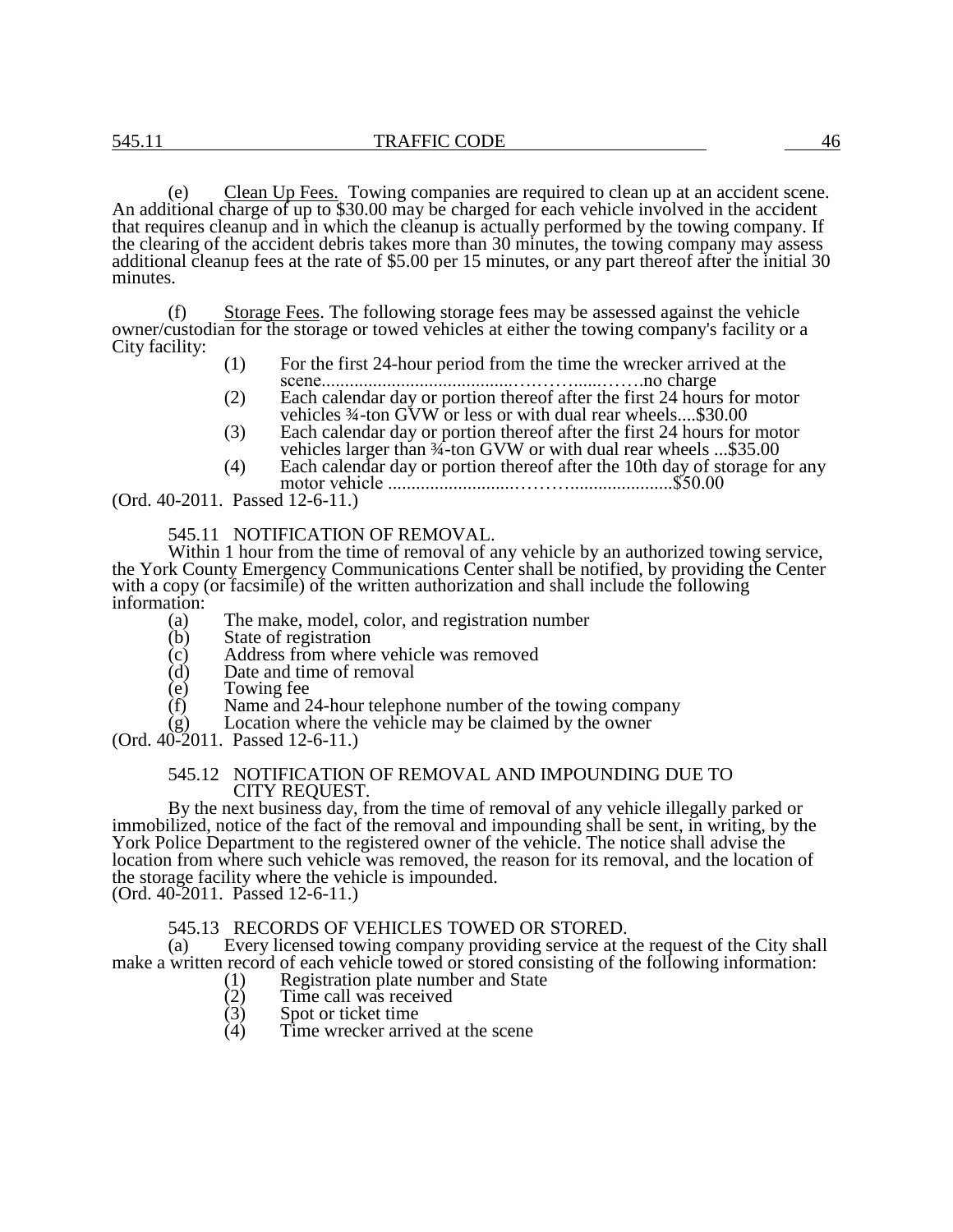(e) Clean Up Fees. Towing companies are required to clean up at an accident scene. An additional charge of up to $30.00 may be charged for each vehicle involved in the accident that requires cleanup and in which the cleanup is actually performed by the towing company. If the clearing of the accident debris takes more than 30 minutes, the towing company may assess additional cleanup fees at the rate of $5.00 per 15 minutes, or any part thereof after the initial 30 minutes.

(f) Storage Fees. The following storage fees may be assessed against the vehicle owner/custodian for the storage or towed vehicles at either the towing company's facility or a City facility:

(1) For the first 24-hour period from the time the wrecker arrived at the scene..........................................…………......…….no charge

(2) Each calendar day or portion thereof after the first 24 hours for motor vehicles ¾-ton GVW or less or with dual rear wheels....$30.00

(3) Each calendar day or portion thereof after the first 24 hours for motor vehicles larger than ¾-ton GVW or with dual rear wheels ...$35.00

(4) Each calendar day or portion thereof after the 10th day of storage for any motor vehicle ...........................………......................$50.00

(Ord. 40-2011. Passed 12-6-11.)

## 545.11 NOTIFICATION OF REMOVAL.

Within 1 hour from the time of removal of any vehicle by an authorized towing service, the York County Emergency Communications Center shall be notified, by providing the Center with a copy (or facsimile) of the written authorization and shall include the following information:

(a) The make, model, color, and registration number
(b) State of registration
(c) Address from where vehicle was removed
(d) Date and time of removal
(e) Towing fee
(f) Name and 24-hour telephone number of the towing company
(g) Location where the vehicle may be claimed by the owner

(Ord. 40-2011. Passed 12-6-11.)

## 545.12 NOTIFICATION OF REMOVAL AND IMPOUNDING DUE TO CITY REQUEST.

By the next business day, from the time of removal of any vehicle illegally parked or immobilized, notice of the fact of the removal and impounding shall be sent, in writing, by the York Police Department to the registered owner of the vehicle. The notice shall advise the location from where such vehicle was removed, the reason for its removal, and the location of the storage facility where the vehicle is impounded.

(Ord. 40-2011. Passed 12-6-11.)

## 545.13 RECORDS OF VEHICLES TOWED OR STORED.

(a) Every licensed towing company providing service at the request of the City shall make a written record of each vehicle towed or stored consisting of the following information:

(1) Registration plate number and State
(2) Time call was received
(3) Spot or ticket time
(4) Time wrecker arrived at the scene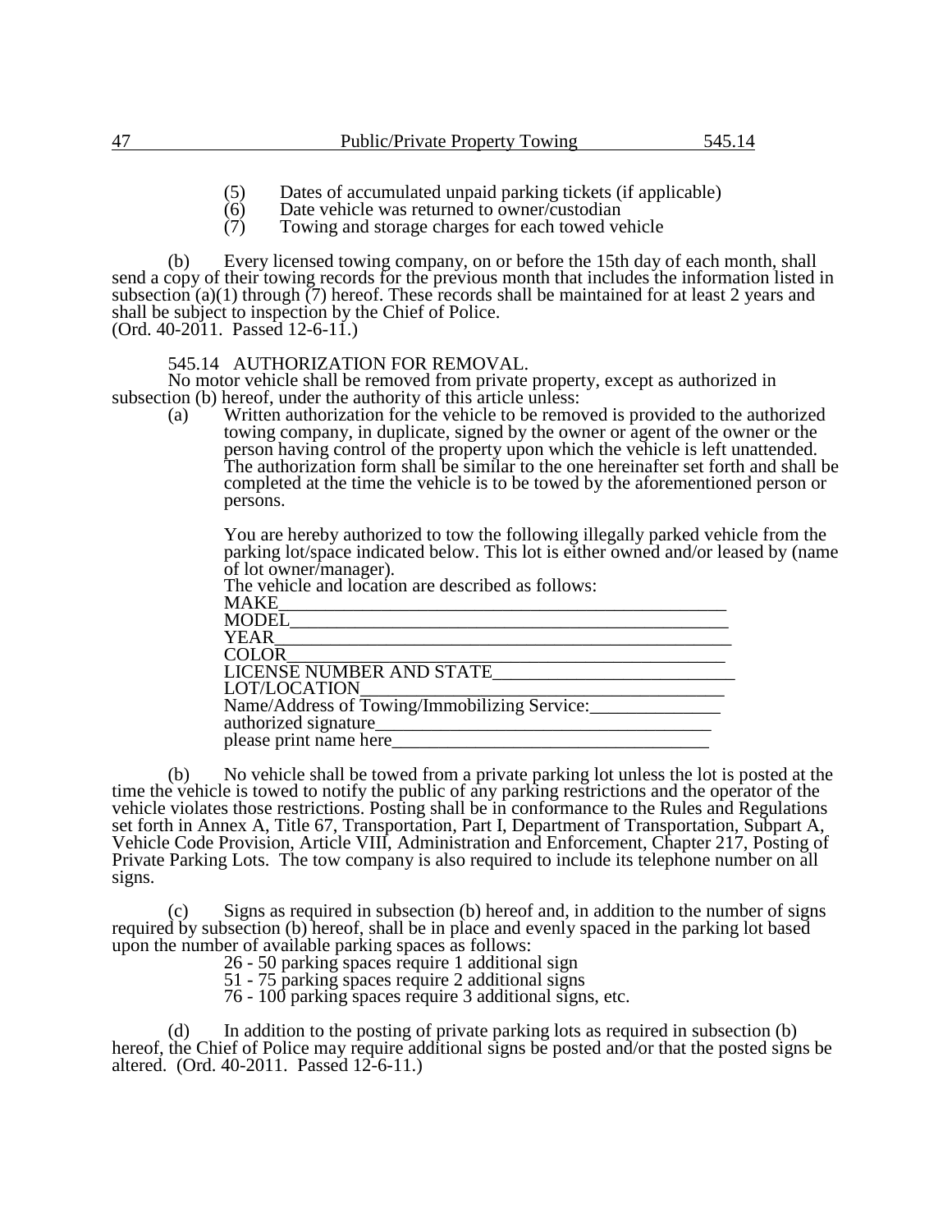(5) Dates of accumulated unpaid parking tickets (if applicable)
(6) Date vehicle was returned to owner/custodian
(7) Towing and storage charges for each towed vehicle

(b) Every licensed towing company, on or before the 15th day of each month, shall send a copy of their towing records for the previous month that includes the information listed in subsection (a)(1) through (7) hereof. These records shall be maintained for at least 2 years and shall be subject to inspection by the Chief of Police.
(Ord. 40-2011. Passed 12-6-11.)

## 545.14 AUTHORIZATION FOR REMOVAL.

No motor vehicle shall be removed from private property, except as authorized in subsection (b) hereof, under the authority of this article unless:

(a) Written authorization for the vehicle to be removed is provided to the authorized towing company, in duplicate, signed by the owner or agent of the owner or the person having control of the property upon which the vehicle is left unattended. The authorization form shall be similar to the one hereinafter set forth and shall be completed at the time the vehicle is to be towed by the aforementioned person or persons.

You are hereby authorized to tow the following illegally parked vehicle from the parking lot/space indicated below. This lot is either owned and/or leased by (name of lot owner/manager).
The vehicle and location are described as follows:
MAKE___________________________________________________
MODEL__________________________________________________
YEAR___________________________________________________
COLOR__________________________________________________
LICENSE NUMBER AND STATE__________________________
LOT/LOCATION___________________________________________
Name/Address of Towing/Immobilizing Service:______________
authorized signature_____________________________________
please print name here___________________________________

(b) No vehicle shall be towed from a private parking lot unless the lot is posted at the time the vehicle is towed to notify the public of any parking restrictions and the operator of the vehicle violates those restrictions. Posting shall be in conformance to the Rules and Regulations set forth in Annex A, Title 67, Transportation, Part I, Department of Transportation, Subpart A, Vehicle Code Provision, Article VIII, Administration and Enforcement, Chapter 217, Posting of Private Parking Lots. The tow company is also required to include its telephone number on all signs.

(c) Signs as required in subsection (b) hereof and, in addition to the number of signs required by subsection (b) hereof, shall be in place and evenly spaced in the parking lot based upon the number of available parking spaces as follows:

26 - 50 parking spaces require 1 additional sign
51 - 75 parking spaces require 2 additional signs
76 - 100 parking spaces require 3 additional signs, etc.

(d) In addition to the posting of private parking lots as required in subsection (b) hereof, the Chief of Police may require additional signs be posted and/or that the posted signs be altered. (Ord. 40-2011. Passed 12-6-11.)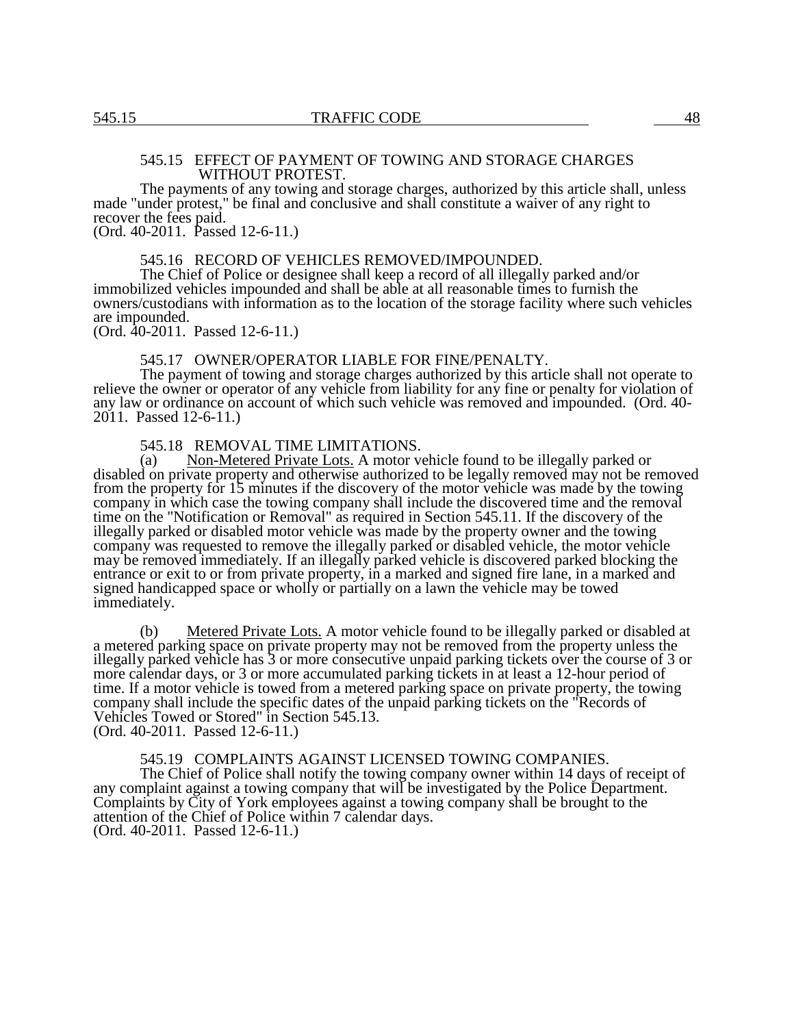### 545.15 EFFECT OF PAYMENT OF TOWING AND STORAGE CHARGES WITHOUT PROTEST.

The payments of any towing and storage charges, authorized by this article shall, unless made "under protest," be final and conclusive and shall constitute a waiver of any right to recover the fees paid.
(Ord. 40-2011. Passed 12-6-11.)

### 545.16 RECORD OF VEHICLES REMOVED/IMPOUNDED.

The Chief of Police or designee shall keep a record of all illegally parked and/or immobilized vehicles impounded and shall be able at all reasonable times to furnish the owners/custodians with information as to the location of the storage facility where such vehicles are impounded.
(Ord. 40-2011. Passed 12-6-11.)

### 545.17 OWNER/OPERATOR LIABLE FOR FINE/PENALTY.

The payment of towing and storage charges authorized by this article shall not operate to relieve the owner or operator of any vehicle from liability for any fine or penalty for violation of any law or ordinance on account of which such vehicle was removed and impounded. (Ord. 40-2011. Passed 12-6-11.)

### 545.18 REMOVAL TIME LIMITATIONS.

(a) Non-Metered Private Lots. A motor vehicle found to be illegally parked or disabled on private property and otherwise authorized to be legally removed may not be removed from the property for 15 minutes if the discovery of the motor vehicle was made by the towing company in which case the towing company shall include the discovered time and the removal time on the "Notification or Removal" as required in Section 545.11. If the discovery of the illegally parked or disabled motor vehicle was made by the property owner and the towing company was requested to remove the illegally parked or disabled vehicle, the motor vehicle may be removed immediately. If an illegally parked vehicle is discovered parked blocking the entrance or exit to or from private property, in a marked and signed fire lane, in a marked and signed handicapped space or wholly or partially on a lawn the vehicle may be towed immediately.

(b) Metered Private Lots. A motor vehicle found to be illegally parked or disabled at a metered parking space on private property may not be removed from the property unless the illegally parked vehicle has 3 or more consecutive unpaid parking tickets over the course of 3 or more calendar days, or 3 or more accumulated parking tickets in at least a 12-hour period of time. If a motor vehicle is towed from a metered parking space on private property, the towing company shall include the specific dates of the unpaid parking tickets on the "Records of Vehicles Towed or Stored" in Section 545.13.
(Ord. 40-2011. Passed 12-6-11.)

### 545.19 COMPLAINTS AGAINST LICENSED TOWING COMPANIES.

The Chief of Police shall notify the towing company owner within 14 days of receipt of any complaint against a towing company that will be investigated by the Police Department. Complaints by City of York employees against a towing company shall be brought to the attention of the Chief of Police within 7 calendar days.
(Ord. 40-2011. Passed 12-6-11.)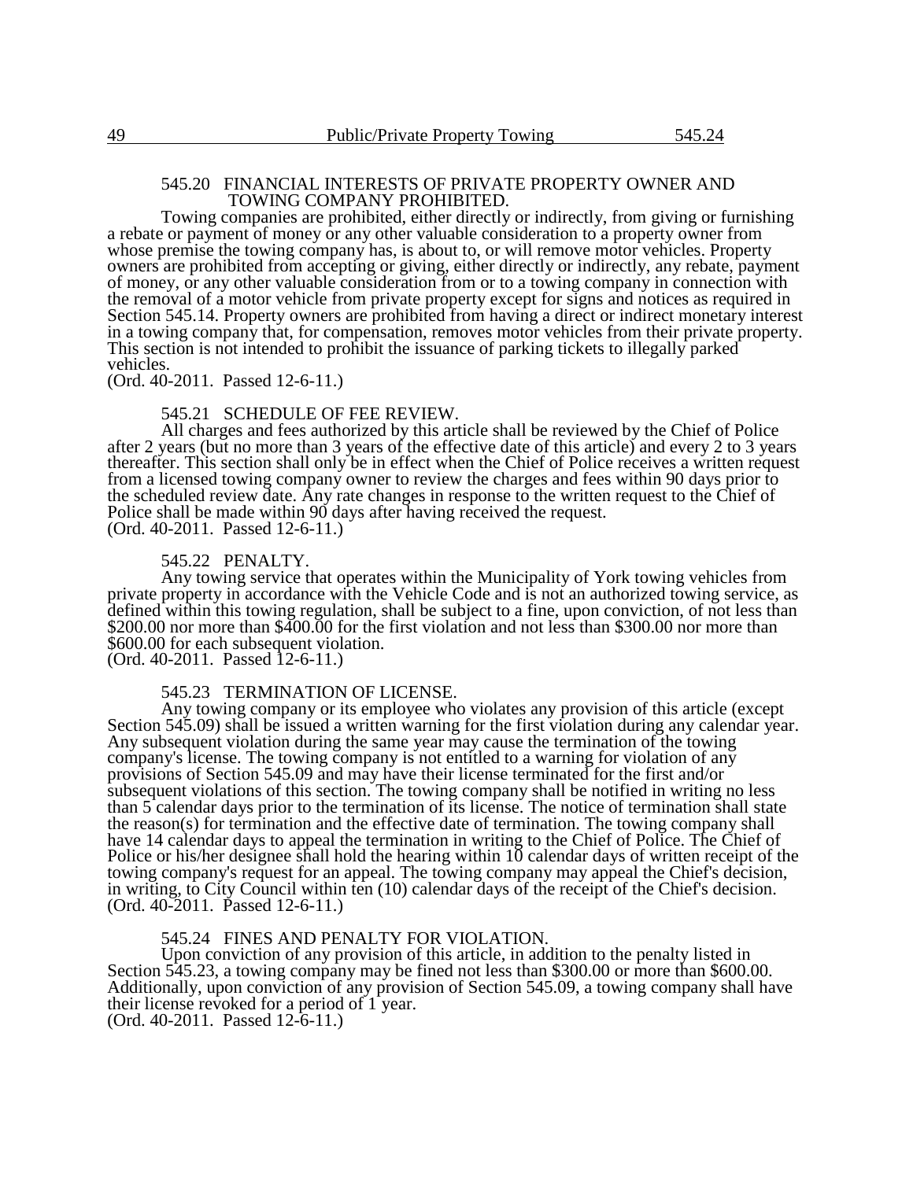### 545.20 FINANCIAL INTERESTS OF PRIVATE PROPERTY OWNER AND TOWING COMPANY PROHIBITED.

Towing companies are prohibited, either directly or indirectly, from giving or furnishing a rebate or payment of money or any other valuable consideration to a property owner from whose premise the towing company has, is about to, or will remove motor vehicles. Property owners are prohibited from accepting or giving, either directly or indirectly, any rebate, payment of money, or any other valuable consideration from or to a towing company in connection with the removal of a motor vehicle from private property except for signs and notices as required in Section 545.14. Property owners are prohibited from having a direct or indirect monetary interest in a towing company that, for compensation, removes motor vehicles from their private property. This section is not intended to prohibit the issuance of parking tickets to illegally parked vehicles.
(Ord. 40-2011. Passed 12-6-11.)

### 545.21 SCHEDULE OF FEE REVIEW.

All charges and fees authorized by this article shall be reviewed by the Chief of Police after 2 years (but no more than 3 years of the effective date of this article) and every 2 to 3 years thereafter. This section shall only be in effect when the Chief of Police receives a written request from a licensed towing company owner to review the charges and fees within 90 days prior to the scheduled review date. Any rate changes in response to the written request to the Chief of Police shall be made within 90 days after having received the request.
(Ord. 40-2011. Passed 12-6-11.)

### 545.22 PENALTY.

Any towing service that operates within the Municipality of York towing vehicles from private property in accordance with the Vehicle Code and is not an authorized towing service, as defined within this towing regulation, shall be subject to a fine, upon conviction, of not less than $200.00 nor more than $400.00 for the first violation and not less than $300.00 nor more than $600.00 for each subsequent violation.
(Ord. 40-2011. Passed 12-6-11.)

### 545.23 TERMINATION OF LICENSE.

Any towing company or its employee who violates any provision of this article (except Section 545.09) shall be issued a written warning for the first violation during any calendar year. Any subsequent violation during the same year may cause the termination of the towing company's license. The towing company is not entitled to a warning for violation of any provisions of Section 545.09 and may have their license terminated for the first and/or subsequent violations of this section. The towing company shall be notified in writing no less than 5 calendar days prior to the termination of its license. The notice of termination shall state the reason(s) for termination and the effective date of termination. The towing company shall have 14 calendar days to appeal the termination in writing to the Chief of Police. The Chief of Police or his/her designee shall hold the hearing within 10 calendar days of written receipt of the towing company's request for an appeal. The towing company may appeal the Chief's decision, in writing, to City Council within ten (10) calendar days of the receipt of the Chief's decision.
(Ord. 40-2011. Passed 12-6-11.)

### 545.24 FINES AND PENALTY FOR VIOLATION.

Upon conviction of any provision of this article, in addition to the penalty listed in Section 545.23, a towing company may be fined not less than $300.00 or more than $600.00. Additionally, upon conviction of any provision of Section 545.09, a towing company shall have their license revoked for a period of 1 year.
(Ord. 40-2011. Passed 12-6-11.)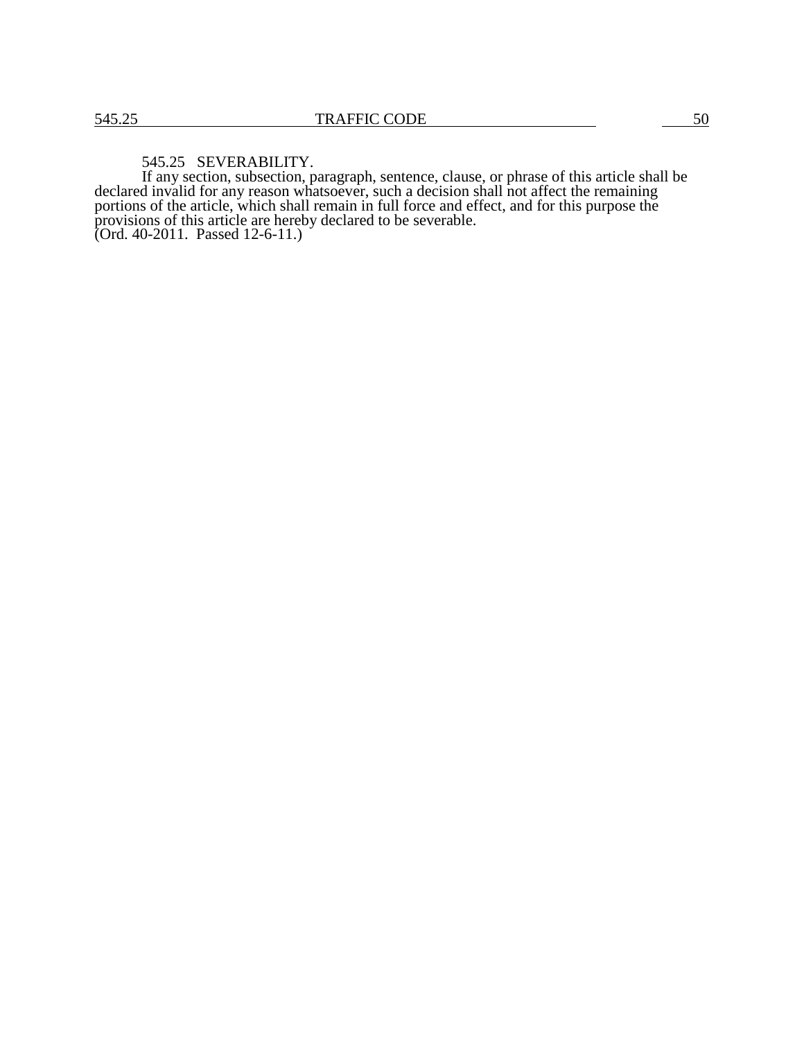545.25 SEVERABILITY.

If any section, subsection, paragraph, sentence, clause, or phrase of this article shall be declared invalid for any reason whatsoever, such a decision shall not affect the remaining portions of the article, which shall remain in full force and effect, and for this purpose the provisions of this article are hereby declared to be severable.
(Ord. 40-2011. Passed 12-6-11.)